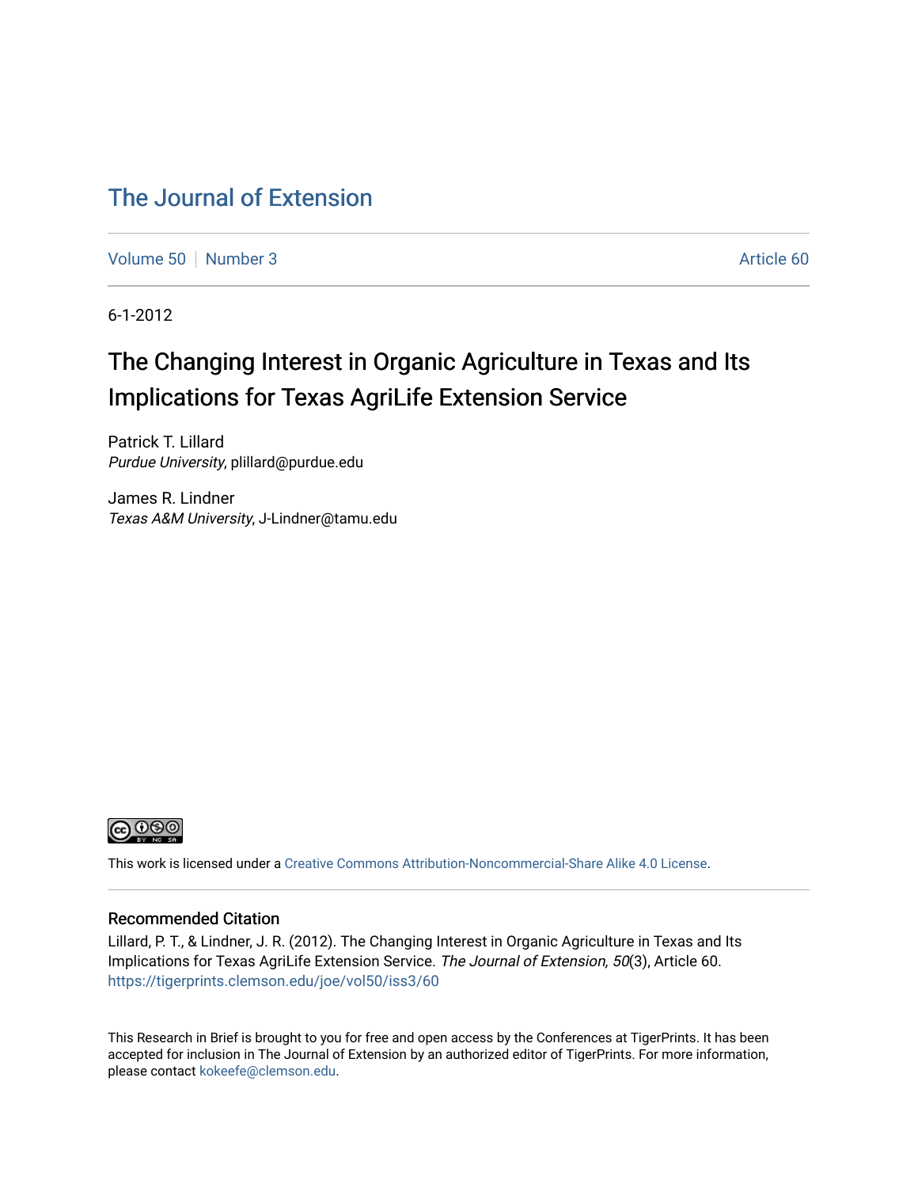# The Journal of Extension

Volume 50 | Number 3 Article 60

6-1-2012

## The Changing Interest in Organic Agriculture in Texas and Its Implications for Texas AgriLife Extension Service

Patrick T. Lillard
*Purdue University*, plillard@purdue.edu

James R. Lindner
*Texas A&M University*, J-Lindner@tamu.edu

This work is licensed under a Creative Commons Attribution-Noncommercial-Share Alike 4.0 License.

### Recommended Citation

Lillard, P. T., & Lindner, J. R. (2012). The Changing Interest in Organic Agriculture in Texas and Its Implications for Texas AgriLife Extension Service. *The Journal of Extension, 50*(3), Article 60. https://tigerprints.clemson.edu/joe/vol50/iss3/60

This Research in Brief is brought to you for free and open access by the Conferences at TigerPrints. It has been accepted for inclusion in The Journal of Extension by an authorized editor of TigerPrints. For more information, please contact kokeefe@clemson.edu.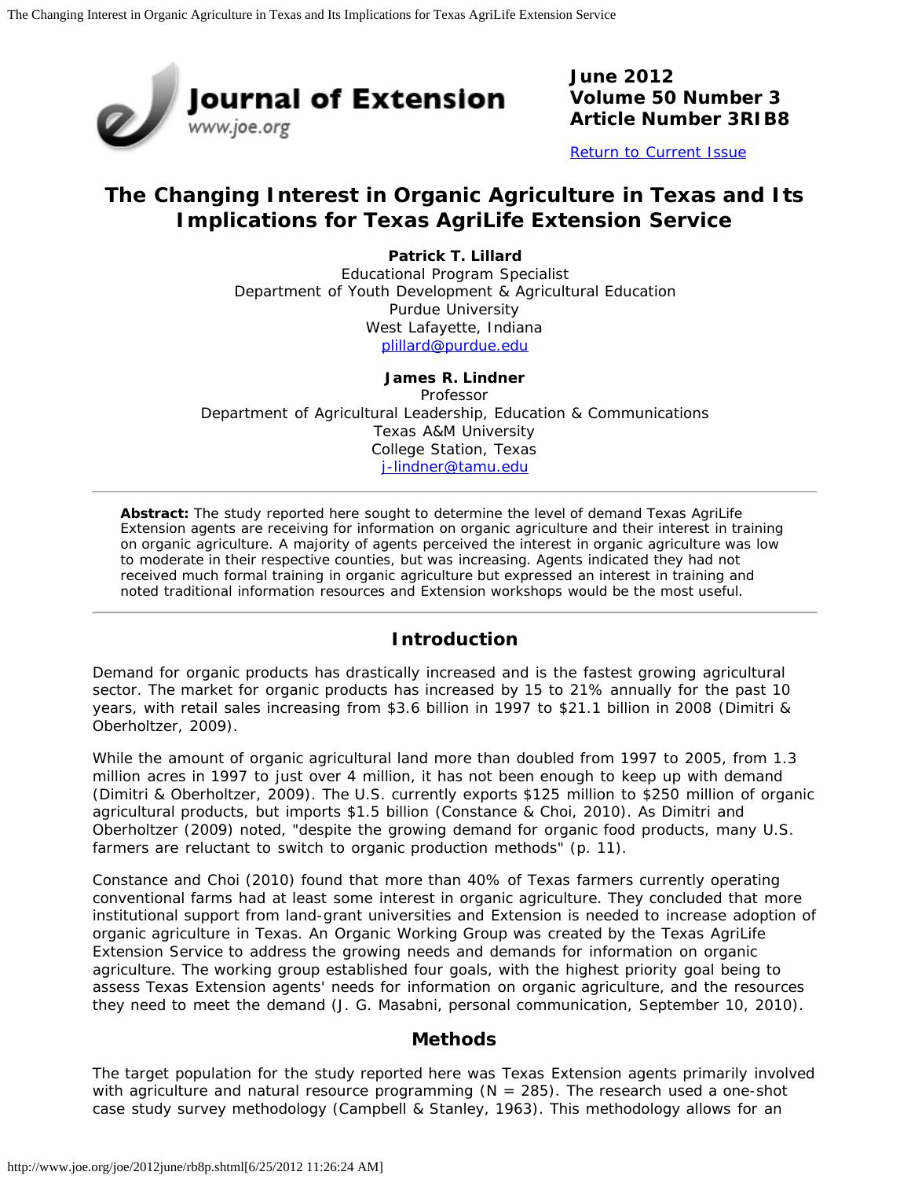June 2012
Volume 50 Number 3
Article Number 3RIB8

Return to Current Issue

# The Changing Interest in Organic Agriculture in Texas and Its Implications for Texas AgriLife Extension Service

**Patrick T. Lillard**
Educational Program Specialist
Department of Youth Development & Agricultural Education
Purdue University
West Lafayette, Indiana
plillard@purdue.edu

**James R. Lindner**
Professor
Department of Agricultural Leadership, Education & Communications
Texas A&M University
College Station, Texas
j-lindner@tamu.edu

**Abstract:** The study reported here sought to determine the level of demand Texas AgriLife Extension agents are receiving for information on organic agriculture and their interest in training on organic agriculture. A majority of agents perceived the interest in organic agriculture was low to moderate in their respective counties, but was increasing. Agents indicated they had not received much formal training in organic agriculture but expressed an interest in training and noted traditional information resources and Extension workshops would be the most useful.

## Introduction

Demand for organic products has drastically increased and is the fastest growing agricultural sector. The market for organic products has increased by 15 to 21% annually for the past 10 years, with retail sales increasing from $3.6 billion in 1997 to $21.1 billion in 2008 (Dimitri & Oberholtzer, 2009).

While the amount of organic agricultural land more than doubled from 1997 to 2005, from 1.3 million acres in 1997 to just over 4 million, it has not been enough to keep up with demand (Dimitri & Oberholtzer, 2009). The U.S. currently exports $125 million to $250 million of organic agricultural products, but imports $1.5 billion (Constance & Choi, 2010). As Dimitri and Oberholtzer (2009) noted, "despite the growing demand for organic food products, many U.S. farmers are reluctant to switch to organic production methods" (p. 11).

Constance and Choi (2010) found that more than 40% of Texas farmers currently operating conventional farms had at least some interest in organic agriculture. They concluded that more institutional support from land-grant universities and Extension is needed to increase adoption of organic agriculture in Texas. An Organic Working Group was created by the Texas AgriLife Extension Service to address the growing needs and demands for information on organic agriculture. The working group established four goals, with the highest priority goal being to assess Texas Extension agents' needs for information on organic agriculture, and the resources they need to meet the demand (J. G. Masabni, personal communication, September 10, 2010).

## Methods

The target population for the study reported here was Texas Extension agents primarily involved with agriculture and natural resource programming (N = 285). The research used a one-shot case study survey methodology (Campbell & Stanley, 1963). This methodology allows for an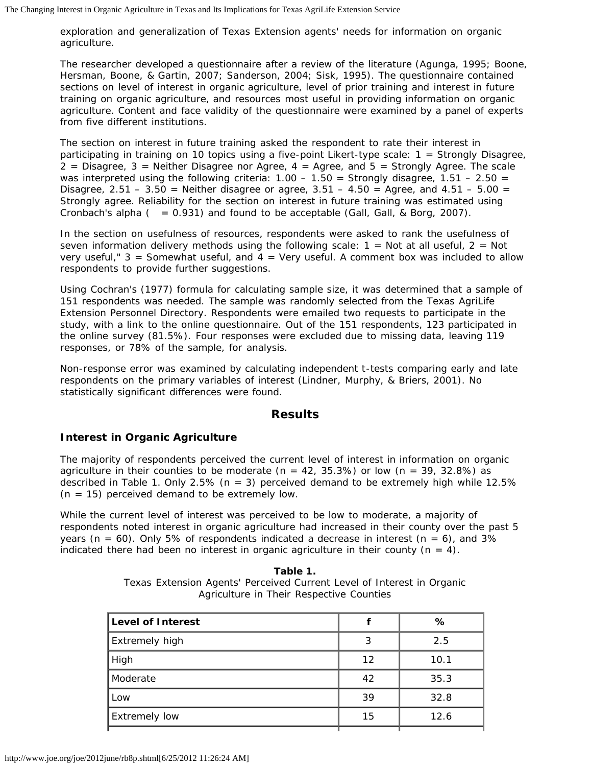exploration and generalization of Texas Extension agents' needs for information on organic agriculture.

The researcher developed a questionnaire after a review of the literature (Agunga, 1995; Boone, Hersman, Boone, & Gartin, 2007; Sanderson, 2004; Sisk, 1995). The questionnaire contained sections on level of interest in organic agriculture, level of prior training and interest in future training on organic agriculture, and resources most useful in providing information on organic agriculture. Content and face validity of the questionnaire were examined by a panel of experts from five different institutions.

The section on interest in future training asked the respondent to rate their interest in participating in training on 10 topics using a five-point Likert-type scale: 1 = Strongly Disagree, 2 = Disagree, 3 = Neither Disagree nor Agree, 4 = Agree, and 5 = Strongly Agree. The scale was interpreted using the following criteria: 1.00 – 1.50 = Strongly disagree, 1.51 – 2.50 = Disagree, 2.51 – 3.50 = Neither disagree or agree, 3.51 – 4.50 = Agree, and 4.51 – 5.00 = Strongly agree. Reliability for the section on interest in future training was estimated using Cronbach's alpha ( = 0.931) and found to be acceptable (Gall, Gall, & Borg, 2007).

In the section on usefulness of resources, respondents were asked to rank the usefulness of seven information delivery methods using the following scale: 1 = Not at all useful, 2 = Not very useful," 3 = Somewhat useful, and 4 = Very useful. A comment box was included to allow respondents to provide further suggestions.

Using Cochran's (1977) formula for calculating sample size, it was determined that a sample of 151 respondents was needed. The sample was randomly selected from the Texas AgriLife Extension Personnel Directory. Respondents were emailed two requests to participate in the study, with a link to the online questionnaire. Out of the 151 respondents, 123 participated in the online survey (81.5%). Four responses were excluded due to missing data, leaving 119 responses, or 78% of the sample, for analysis.

Non-response error was examined by calculating independent t-tests comparing early and late respondents on the primary variables of interest (Lindner, Murphy, & Briers, 2001). No statistically significant differences were found.

## Results

### Interest in Organic Agriculture

The majority of respondents perceived the current level of interest in information on organic agriculture in their counties to be moderate ($n$ = 42, 35.3%) or low ($n$ = 39, 32.8%) as described in Table 1. Only 2.5% ($n$ = 3) perceived demand to be extremely high while 12.5% ($n$ = 15) perceived demand to be extremely low.

While the current level of interest was perceived to be low to moderate, a majority of respondents noted interest in organic agriculture had increased in their county over the past 5 years ($n$ = 60). Only 5% of respondents indicated a decrease in interest ($n$ = 6), and 3% indicated there had been no interest in organic agriculture in their county ($n$ = 4).

**Table 1.**
Texas Extension Agents' Perceived Current Level of Interest in Organic Agriculture in Their Respective Counties

| Level of Interest | f | % |
|---|---|---|
| Extremely high | 3 | 2.5 |
| High | 12 | 10.1 |
| Moderate | 42 | 35.3 |
| Low | 39 | 32.8 |
| Extremely low | 15 | 12.6 |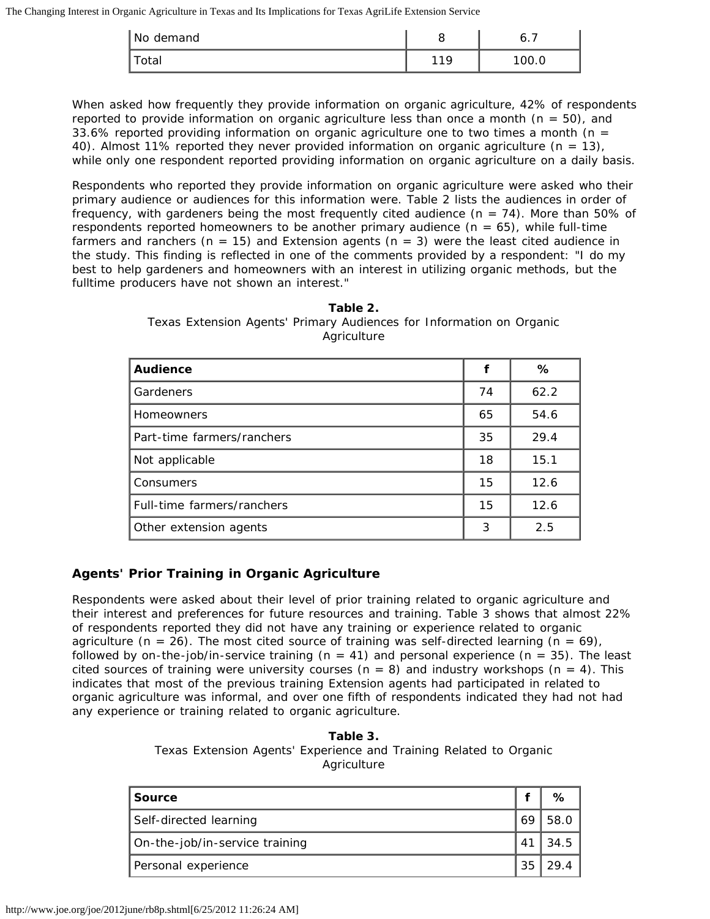| No demand | 8 | 6.7 |
|---|---|---|
| Total | 119 | 100.0 |

When asked how frequently they provide information on organic agriculture, 42% of respondents reported to provide information on organic agriculture less than once a month (n = 50), and 33.6% reported providing information on organic agriculture one to two times a month (n = 40). Almost 11% reported they never provided information on organic agriculture (n = 13), while only one respondent reported providing information on organic agriculture on a daily basis.

Respondents who reported they provide information on organic agriculture were asked who their primary audience or audiences for this information were. Table 2 lists the audiences in order of frequency, with gardeners being the most frequently cited audience (n = 74). More than 50% of respondents reported homeowners to be another primary audience (n = 65), while full-time farmers and ranchers (n = 15) and Extension agents (n = 3) were the least cited audience in the study. This finding is reflected in one of the comments provided by a respondent: "I do my best to help gardeners and homeowners with an interest in utilizing organic methods, but the fulltime producers have not shown an interest."

**Table 2.**
Texas Extension Agents' Primary Audiences for Information on Organic Agriculture

| Audience | f | % |
|---|---|---|
| Gardeners | 74 | 62.2 |
| Homeowners | 65 | 54.6 |
| Part-time farmers/ranchers | 35 | 29.4 |
| Not applicable | 18 | 15.1 |
| Consumers | 15 | 12.6 |
| Full-time farmers/ranchers | 15 | 12.6 |
| Other extension agents | 3 | 2.5 |

### Agents' Prior Training in Organic Agriculture

Respondents were asked about their level of prior training related to organic agriculture and their interest and preferences for future resources and training. Table 3 shows that almost 22% of respondents reported they did not have any training or experience related to organic agriculture (n = 26). The most cited source of training was self-directed learning (n = 69), followed by on-the-job/in-service training (n = 41) and personal experience (n = 35). The least cited sources of training were university courses (n = 8) and industry workshops (n = 4). This indicates that most of the previous training Extension agents had participated in related to organic agriculture was informal, and over one fifth of respondents indicated they had not had any experience or training related to organic agriculture.

**Table 3.**
Texas Extension Agents' Experience and Training Related to Organic Agriculture

| Source | f | % |
|---|---|---|
| Self-directed learning | 69 | 58.0 |
| On-the-job/in-service training | 41 | 34.5 |
| Personal experience | 35 | 29.4 |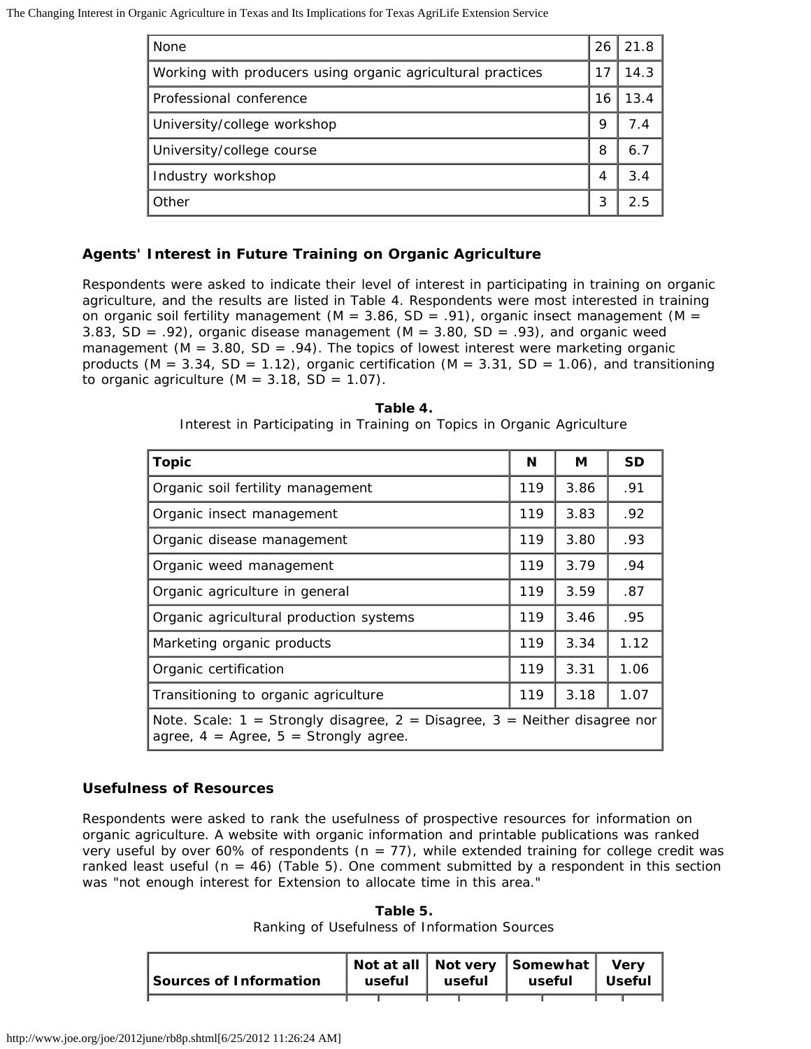| None | 26 | 21.8 |
|---|---|---|
| Working with producers using organic agricultural practices | 17 | 14.3 |
| Professional conference | 16 | 13.4 |
| University/college workshop | 9 | 7.4 |
| University/college course | 8 | 6.7 |
| Industry workshop | 4 | 3.4 |
| Other | 3 | 2.5 |

### Agents' Interest in Future Training on Organic Agriculture

Respondents were asked to indicate their level of interest in participating in training on organic agriculture, and the results are listed in Table 4. Respondents were most interested in training on organic soil fertility management ($M = 3.86$, $SD = .91$), organic insect management ($M = 3.83$, $SD = .92$), organic disease management ($M = 3.80$, $SD = .93$), and organic weed management ($M = 3.80$, $SD = .94$). The topics of lowest interest were marketing organic products ($M = 3.34$, $SD = 1.12$), organic certification ($M = 3.31$, $SD = 1.06$), and transitioning to organic agriculture ($M = 3.18$, $SD = 1.07$).

**Table 4.**
Interest in Participating in Training on Topics in Organic Agriculture

| Topic | N | M | SD |
|---|---|---|---|
| Organic soil fertility management | 119 | 3.86 | .91 |
| Organic insect management | 119 | 3.83 | .92 |
| Organic disease management | 119 | 3.80 | .93 |
| Organic weed management | 119 | 3.79 | .94 |
| Organic agriculture in general | 119 | 3.59 | .87 |
| Organic agricultural production systems | 119 | 3.46 | .95 |
| Marketing organic products | 119 | 3.34 | 1.12 |
| Organic certification | 119 | 3.31 | 1.06 |
| Transitioning to organic agriculture | 119 | 3.18 | 1.07 |
| Note. Scale: 1 = Strongly disagree, 2 = Disagree, 3 = Neither disagree nor agree, 4 = Agree, 5 = Strongly agree. | | | |

### Usefulness of Resources

Respondents were asked to rank the usefulness of prospective resources for information on organic agriculture. A website with organic information and printable publications was ranked very useful by over 60% of respondents ($n = 77$), while extended training for college credit was ranked least useful ($n = 46$) (Table 5). One comment submitted by a respondent in this section was "not enough interest for Extension to allocate time in this area."

**Table 5.**
Ranking of Usefulness of Information Sources

| Sources of Information | Not at all useful | | Not very useful | | Somewhat useful | | Very Useful | |
|---|---|---|---|---|---|---|---|---|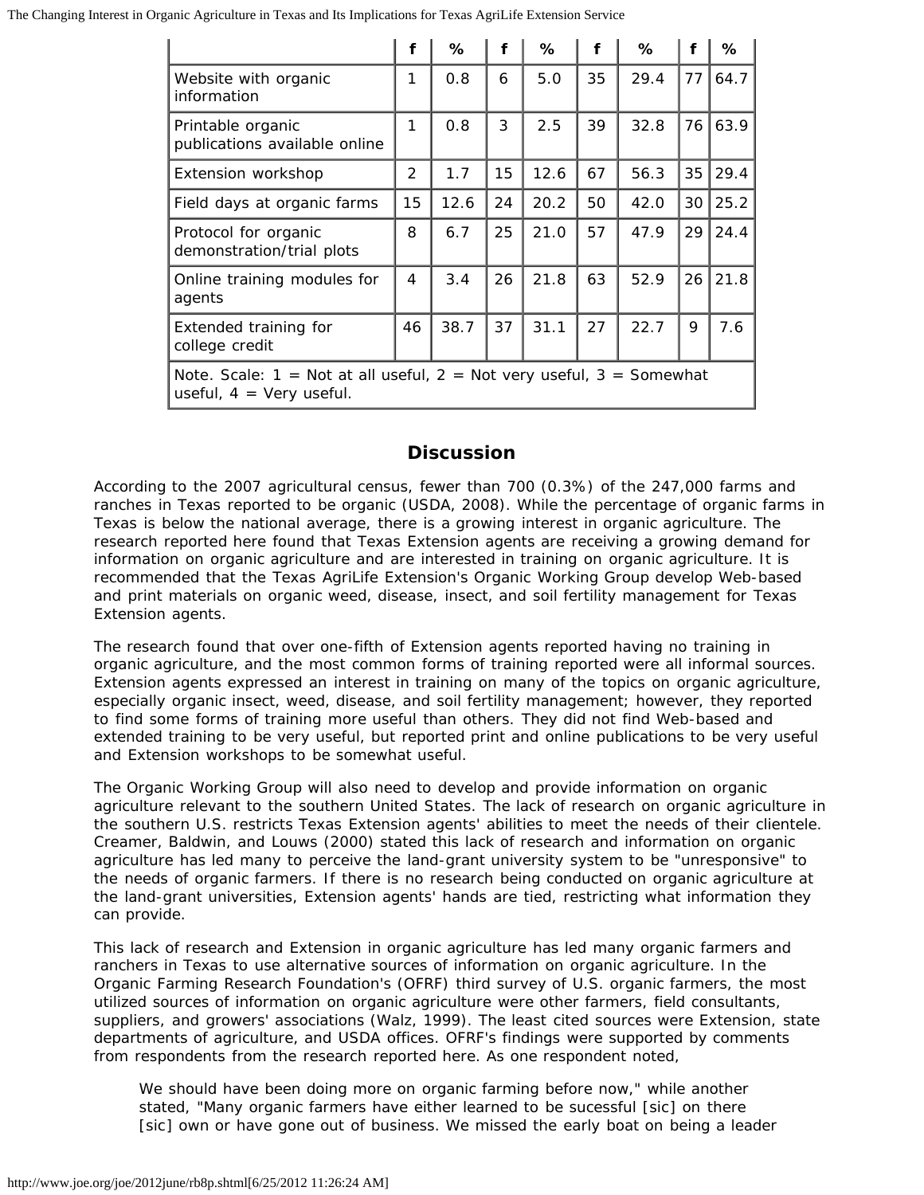| | f | % | f | % | f | % | f | % |
|---|---|---|---|---|---|---|---|---|
| Website with organic information | 1 | 0.8 | 6 | 5.0 | 35 | 29.4 | 77 | 64.7 |
| Printable organic publications available online | 1 | 0.8 | 3 | 2.5 | 39 | 32.8 | 76 | 63.9 |
| Extension workshop | 2 | 1.7 | 15 | 12.6 | 67 | 56.3 | 35 | 29.4 |
| Field days at organic farms | 15 | 12.6 | 24 | 20.2 | 50 | 42.0 | 30 | 25.2 |
| Protocol for organic demonstration/trial plots | 8 | 6.7 | 25 | 21.0 | 57 | 47.9 | 29 | 24.4 |
| Online training modules for agents | 4 | 3.4 | 26 | 21.8 | 63 | 52.9 | 26 | 21.8 |
| Extended training for college credit | 46 | 38.7 | 37 | 31.1 | 27 | 22.7 | 9 | 7.6 |
| Note. Scale: 1 = Not at all useful, 2 = Not very useful, 3 = Somewhat useful, 4 = Very useful. | | | | | | | | |

## Discussion

According to the 2007 agricultural census, fewer than 700 (0.3%) of the 247,000 farms and ranches in Texas reported to be organic (USDA, 2008). While the percentage of organic farms in Texas is below the national average, there is a growing interest in organic agriculture. The research reported here found that Texas Extension agents are receiving a growing demand for information on organic agriculture and are interested in training on organic agriculture. It is recommended that the Texas AgriLife Extension's Organic Working Group develop Web-based and print materials on organic weed, disease, insect, and soil fertility management for Texas Extension agents.

The research found that over one-fifth of Extension agents reported having no training in organic agriculture, and the most common forms of training reported were all informal sources. Extension agents expressed an interest in training on many of the topics on organic agriculture, especially organic insect, weed, disease, and soil fertility management; however, they reported to find some forms of training more useful than others. They did not find Web-based and extended training to be very useful, but reported print and online publications to be very useful and Extension workshops to be somewhat useful.

The Organic Working Group will also need to develop and provide information on organic agriculture relevant to the southern United States. The lack of research on organic agriculture in the southern U.S. restricts Texas Extension agents' abilities to meet the needs of their clientele. Creamer, Baldwin, and Louws (2000) stated this lack of research and information on organic agriculture has led many to perceive the land-grant university system to be "unresponsive" to the needs of organic farmers. If there is no research being conducted on organic agriculture at the land-grant universities, Extension agents' hands are tied, restricting what information they can provide.

This lack of research and Extension in organic agriculture has led many organic farmers and ranchers in Texas to use alternative sources of information on organic agriculture. In the Organic Farming Research Foundation's (OFRF) third survey of U.S. organic farmers, the most utilized sources of information on organic agriculture were other farmers, field consultants, suppliers, and growers' associations (Walz, 1999). The least cited sources were Extension, state departments of agriculture, and USDA offices. OFRF's findings were supported by comments from respondents from the research reported here. As one respondent noted,

> We should have been doing more on organic farming before now," while another stated, "Many organic farmers have either learned to be sucessful [sic] on there [sic] own or have gone out of business. We missed the early boat on being a leader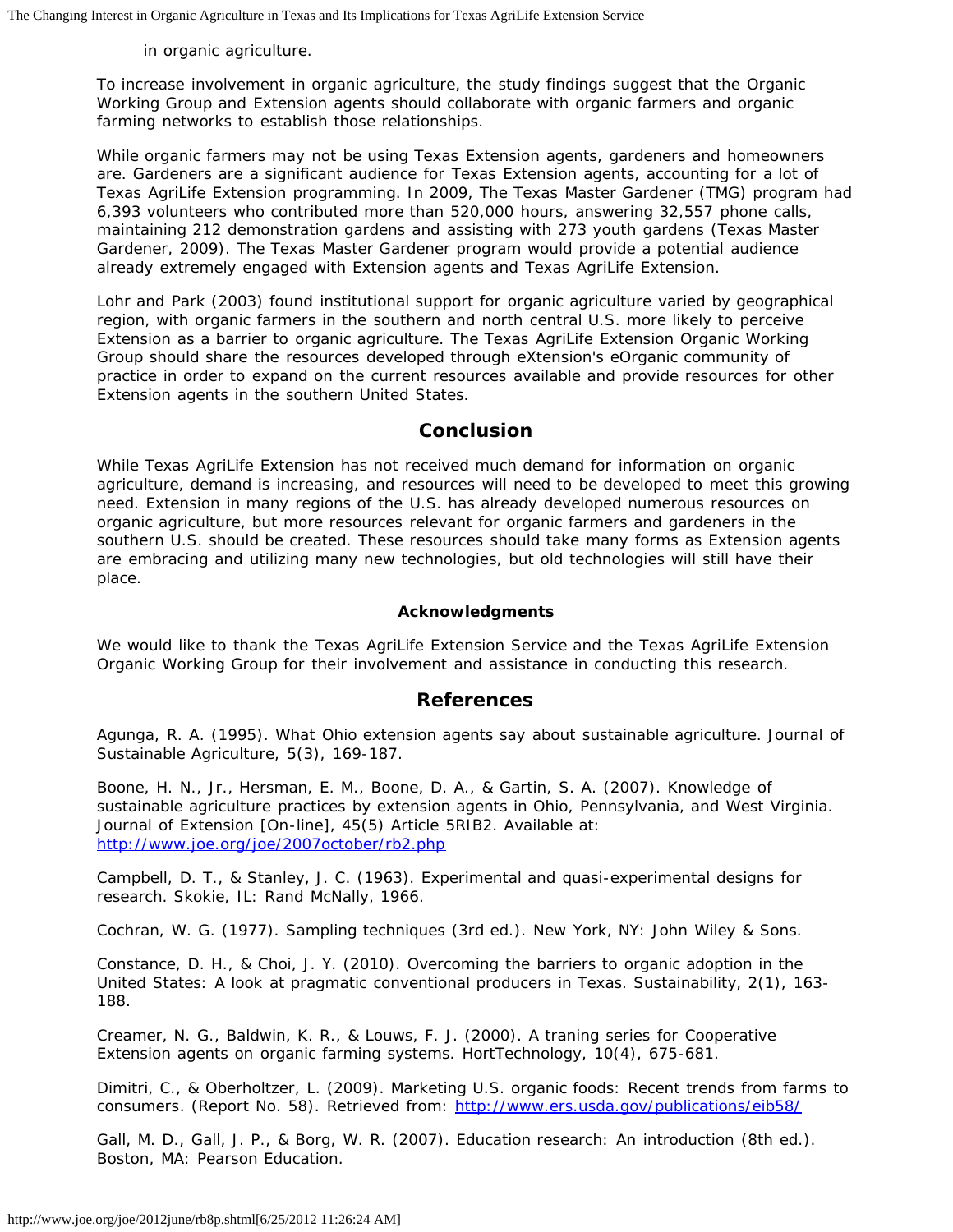in organic agriculture.

To increase involvement in organic agriculture, the study findings suggest that the Organic Working Group and Extension agents should collaborate with organic farmers and organic farming networks to establish those relationships.

While organic farmers may not be using Texas Extension agents, gardeners and homeowners are. Gardeners are a significant audience for Texas Extension agents, accounting for a lot of Texas AgriLife Extension programming. In 2009, The Texas Master Gardener (TMG) program had 6,393 volunteers who contributed more than 520,000 hours, answering 32,557 phone calls, maintaining 212 demonstration gardens and assisting with 273 youth gardens (Texas Master Gardener, 2009). The Texas Master Gardener program would provide a potential audience already extremely engaged with Extension agents and Texas AgriLife Extension.

Lohr and Park (2003) found institutional support for organic agriculture varied by geographical region, with organic farmers in the southern and north central U.S. more likely to perceive Extension as a barrier to organic agriculture. The Texas AgriLife Extension Organic Working Group should share the resources developed through eXtension's eOrganic community of practice in order to expand on the current resources available and provide resources for other Extension agents in the southern United States.

## Conclusion

While Texas AgriLife Extension has not received much demand for information on organic agriculture, demand is increasing, and resources will need to be developed to meet this growing need. Extension in many regions of the U.S. has already developed numerous resources on organic agriculture, but more resources relevant for organic farmers and gardeners in the southern U.S. should be created. These resources should take many forms as Extension agents are embracing and utilizing many new technologies, but old technologies will still have their place.

### Acknowledgments

We would like to thank the Texas AgriLife Extension Service and the Texas AgriLife Extension Organic Working Group for their involvement and assistance in conducting this research.

## References

Agunga, R. A. (1995). What Ohio extension agents say about sustainable agriculture. Journal of Sustainable Agriculture, 5(3), 169-187.

Boone, H. N., Jr., Hersman, E. M., Boone, D. A., & Gartin, S. A. (2007). Knowledge of sustainable agriculture practices by extension agents in Ohio, Pennsylvania, and West Virginia. Journal of Extension [On-line], 45(5) Article 5RIB2. Available at: [http://www.joe.org/joe/2007october/rb2.php](http://www.joe.org/joe/2007october/rb2.php)

Campbell, D. T., & Stanley, J. C. (1963). Experimental and quasi-experimental designs for research. Skokie, IL: Rand McNally, 1966.

Cochran, W. G. (1977). Sampling techniques (3rd ed.). New York, NY: John Wiley & Sons.

Constance, D. H., & Choi, J. Y. (2010). Overcoming the barriers to organic adoption in the United States: A look at pragmatic conventional producers in Texas. Sustainability, 2(1), 163-188.

Creamer, N. G., Baldwin, K. R., & Louws, F. J. (2000). A traning series for Cooperative Extension agents on organic farming systems. HortTechnology, 10(4), 675-681.

Dimitri, C., & Oberholtzer, L. (2009). Marketing U.S. organic foods: Recent trends from farms to consumers. (Report No. 58). Retrieved from: [http://www.ers.usda.gov/publications/eib58/](http://www.ers.usda.gov/publications/eib58/)

Gall, M. D., Gall, J. P., & Borg, W. R. (2007). Education research: An introduction (8th ed.). Boston, MA: Pearson Education.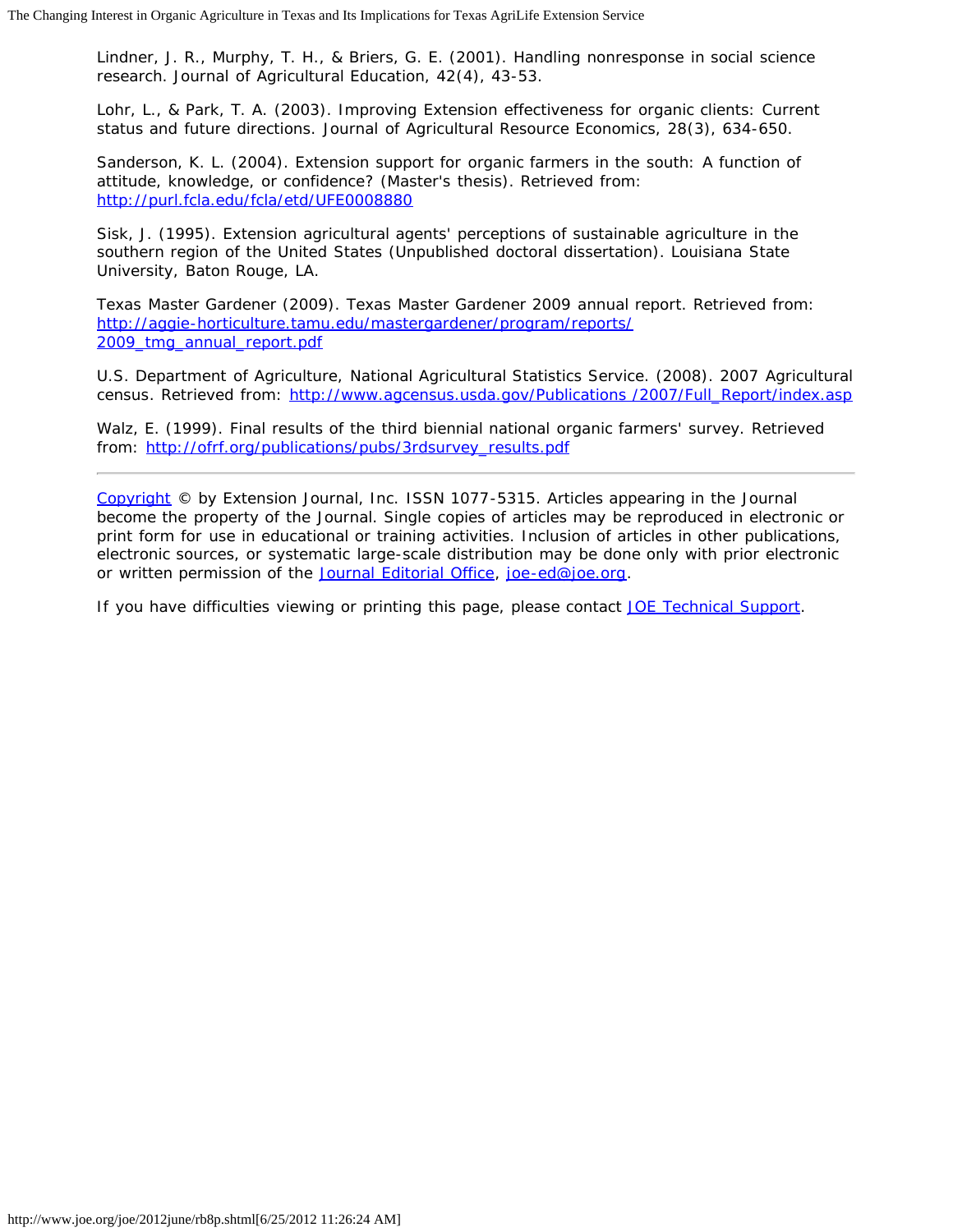Lindner, J. R., Murphy, T. H., & Briers, G. E. (2001). Handling nonresponse in social science research. Journal of Agricultural Education, 42(4), 43-53.

Lohr, L., & Park, T. A. (2003). Improving Extension effectiveness for organic clients: Current status and future directions. Journal of Agricultural Resource Economics, 28(3), 634-650.

Sanderson, K. L. (2004). Extension support for organic farmers in the south: A function of attitude, knowledge, or confidence? (Master's thesis). Retrieved from: http://purl.fcla.edu/fcla/etd/UFE0008880

Sisk, J. (1995). Extension agricultural agents' perceptions of sustainable agriculture in the southern region of the United States (Unpublished doctoral dissertation). Louisiana State University, Baton Rouge, LA.

Texas Master Gardener (2009). Texas Master Gardener 2009 annual report. Retrieved from: http://aggie-horticulture.tamu.edu/mastergardener/program/reports/2009_tmg_annual_report.pdf

U.S. Department of Agriculture, National Agricultural Statistics Service. (2008). 2007 Agricultural census. Retrieved from: http://www.agcensus.usda.gov/Publications /2007/Full_Report/index.asp

Walz, E. (1999). Final results of the third biennial national organic farmers' survey. Retrieved from: http://ofrf.org/publications/pubs/3rdsurvey_results.pdf

---

Copyright © by Extension Journal, Inc. ISSN 1077-5315. Articles appearing in the Journal become the property of the Journal. Single copies of articles may be reproduced in electronic or print form for use in educational or training activities. Inclusion of articles in other publications, electronic sources, or systematic large-scale distribution may be done only with prior electronic or written permission of the Journal Editorial Office, joe-ed@joe.org.

If you have difficulties viewing or printing this page, please contact JOE Technical Support.